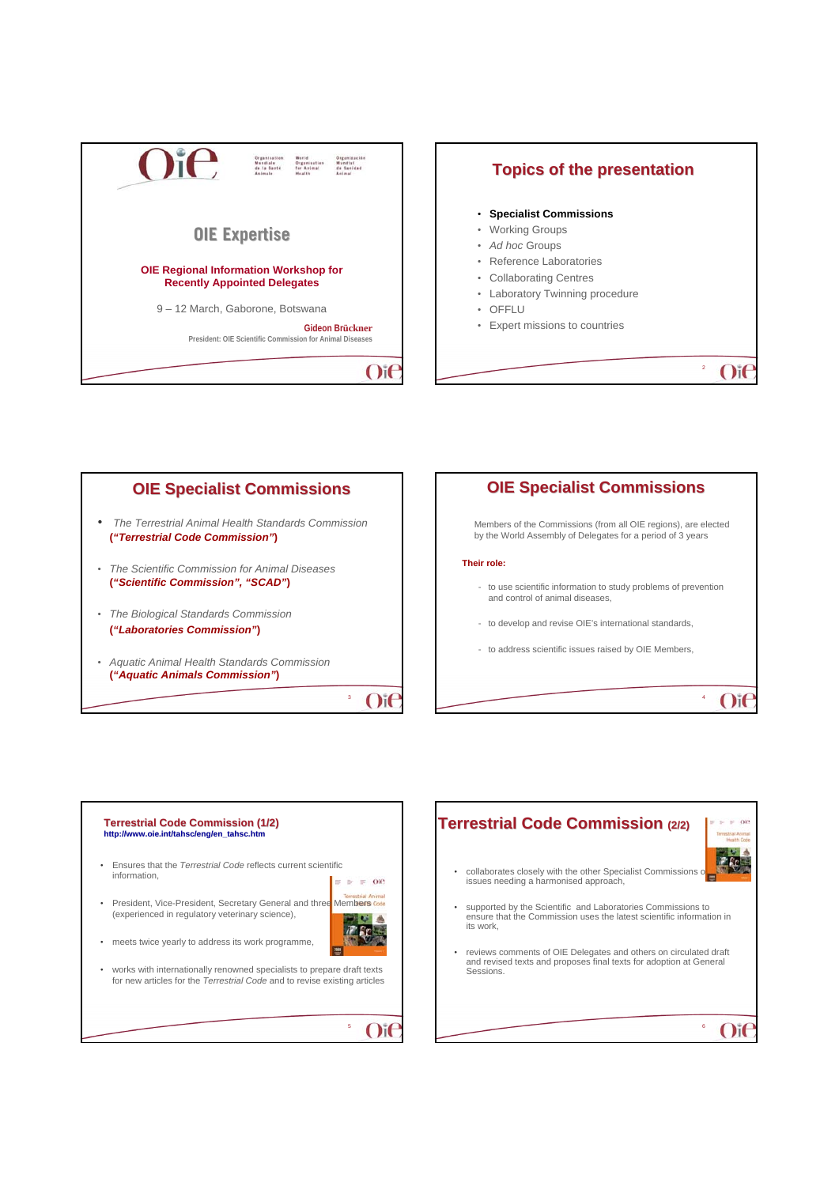# OIE Expertise

**OIE Regional Information Workshop for Recently Appointed Delegates**

9 – 12 March, Gaborone, Botswana

**Gideon Brückner**
President: OIE Scientific Commission for Animal Diseases

## Topics of the presentation

- **Specialist Commissions**
- Working Groups
- *Ad hoc* Groups
- Reference Laboratories
- Collaborating Centres
- Laboratory Twinning procedure
- OFFLU
- Expert missions to countries

## OIE Specialist Commissions

- *The Terrestrial Animal Health Standards Commission* **(*"Terrestrial Code Commission"*)**
- *The Scientific Commission for Animal Diseases* **(*"Scientific Commission", "SCAD"*)**
- *The Biological Standards Commission* **(*"Laboratories Commission"*)**
- *Aquatic Animal Health Standards Commission* **(*"Aquatic Animals Commission"*)**

## OIE Specialist Commissions

Members of the Commissions (from all OIE regions), are elected by the World Assembly of Delegates for a period of 3 years

**Their role:**

- to use scientific information to study problems of prevention and control of animal diseases,
- to develop and revise OIE's international standards,
- to address scientific issues raised by OIE Members,

## Terrestrial Code Commission (1/2)

**http://www.oie.int/tahsc/eng/en_tahsc.htm**

- Ensures that the *Terrestrial Code* reflects current scientific information,
- President, Vice-President, Secretary General and three Members (experienced in regulatory veterinary science),
- meets twice yearly to address its work programme,
- works with internationally renowned specialists to prepare draft texts for new articles for the *Terrestrial Code* and to revise existing articles

## Terrestrial Code Commission (2/2)

- collaborates closely with the other Specialist Commissions on issues needing a harmonised approach,
- supported by the Scientific and Laboratories Commissions to ensure that the Commission uses the latest scientific information in its work,
- reviews comments of OIE Delegates and others on circulated draft and revised texts and proposes final texts for adoption at General Sessions.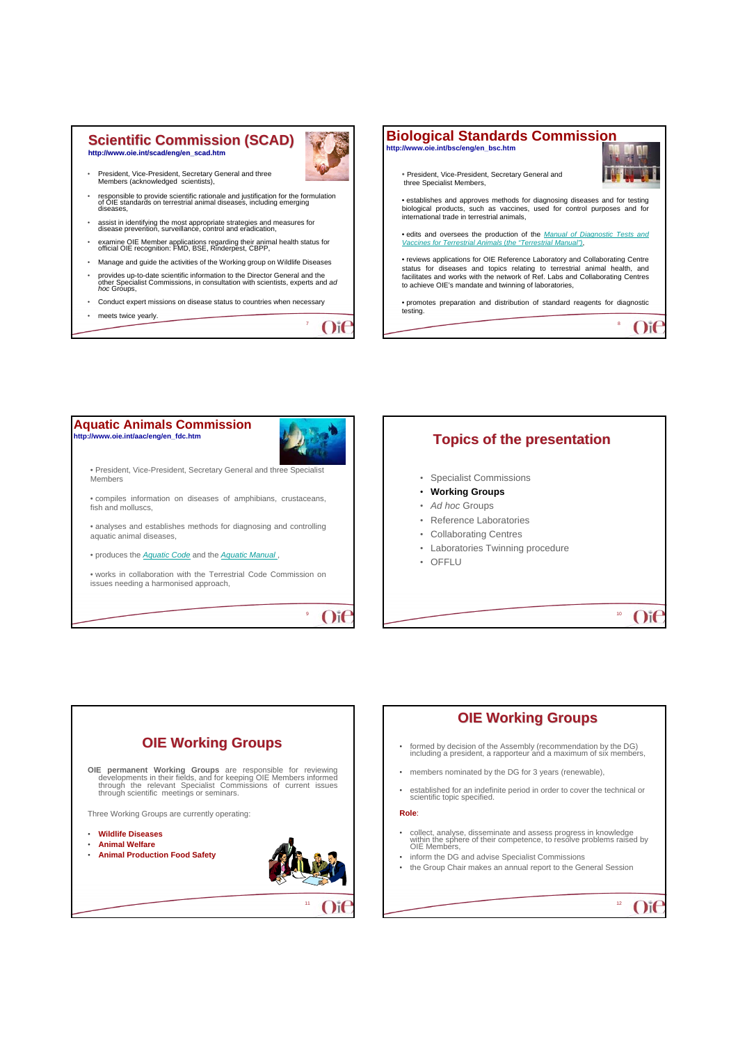## Scientific Commission (SCAD)

**http://www.oie.int/scad/eng/en_scad.htm**

- President, Vice-President, Secretary General and three Members (acknowledged scientists),
- responsible to provide scientific rationale and justification for the formulation of OIE standards on terrestrial animal diseases, including emerging diseases,
- assist in identifying the most appropriate strategies and measures for disease prevention, surveillance, control and eradication,
- examine OIE Member applications regarding their animal health status for official OIE recognition: FMD, BSE, Rinderpest, CBPP,
- Manage and guide the activities of the Working group on Wildlife Diseases
- provides up-to-date scientific information to the Director General and the other Specialist Commissions, in consultation with scientists, experts and *ad hoc* Groups,
- Conduct expert missions on disease status to countries when necessary
- meets twice yearly.

## Biological Standards Commission

**http://www.oie.int/bsc/eng/en_bsc.htm**

- President, Vice-President, Secretary General and three Specialist Members,
- establishes and approves methods for diagnosing diseases and for testing biological products, such as vaccines, used for control purposes and for international trade in terrestrial animals,
- edits and oversees the production of the *Manual of Diagnostic Tests and Vaccines for Terrestrial Animals (the "Terrestrial Manual")*,
- reviews applications for OIE Reference Laboratory and Collaborating Centre status for diseases and topics relating to terrestrial animal health, and facilitates and works with the network of Ref. Labs and Collaborating Centres to achieve OIE's mandate and twinning of laboratories,
- promotes preparation and distribution of standard reagents for diagnostic testing.

## Aquatic Animals Commission

**http://www.oie.int/aac/eng/en_fdc.htm**

- President, Vice-President, Secretary General and three Specialist Members
- compiles information on diseases of amphibians, crustaceans, fish and molluscs,
- analyses and establishes methods for diagnosing and controlling aquatic animal diseases,
- produces the *Aquatic Code* and the *Aquatic Manual* ,
- works in collaboration with the Terrestrial Code Commission on issues needing a harmonised approach,

## Topics of the presentation

- Specialist Commissions
- **Working Groups**
- *Ad hoc* Groups
- Reference Laboratories
- Collaborating Centres
- Laboratories Twinning procedure
- OFFLU

## OIE Working Groups

**OIE permanent Working Groups** are responsible for reviewing developments in their fields, and for keeping OIE Members informed through the relevant Specialist Commissions of current issues through scientific meetings or seminars.

Three Working Groups are currently operating:

- **Wildlife Diseases**
- **Animal Welfare**
- **Animal Production Food Safety**

## OIE Working Groups

- formed by decision of the Assembly (recommendation by the DG) including a president, a rapporteur and a maximum of six members,
- members nominated by the DG for 3 years (renewable),
- established for an indefinite period in order to cover the technical or scientific topic specified.

**Role**:

- collect, analyse, disseminate and assess progress in knowledge within the sphere of their competence, to resolve problems raised by OIE Members,
- inform the DG and advise Specialist Commissions
- the Group Chair makes an annual report to the General Session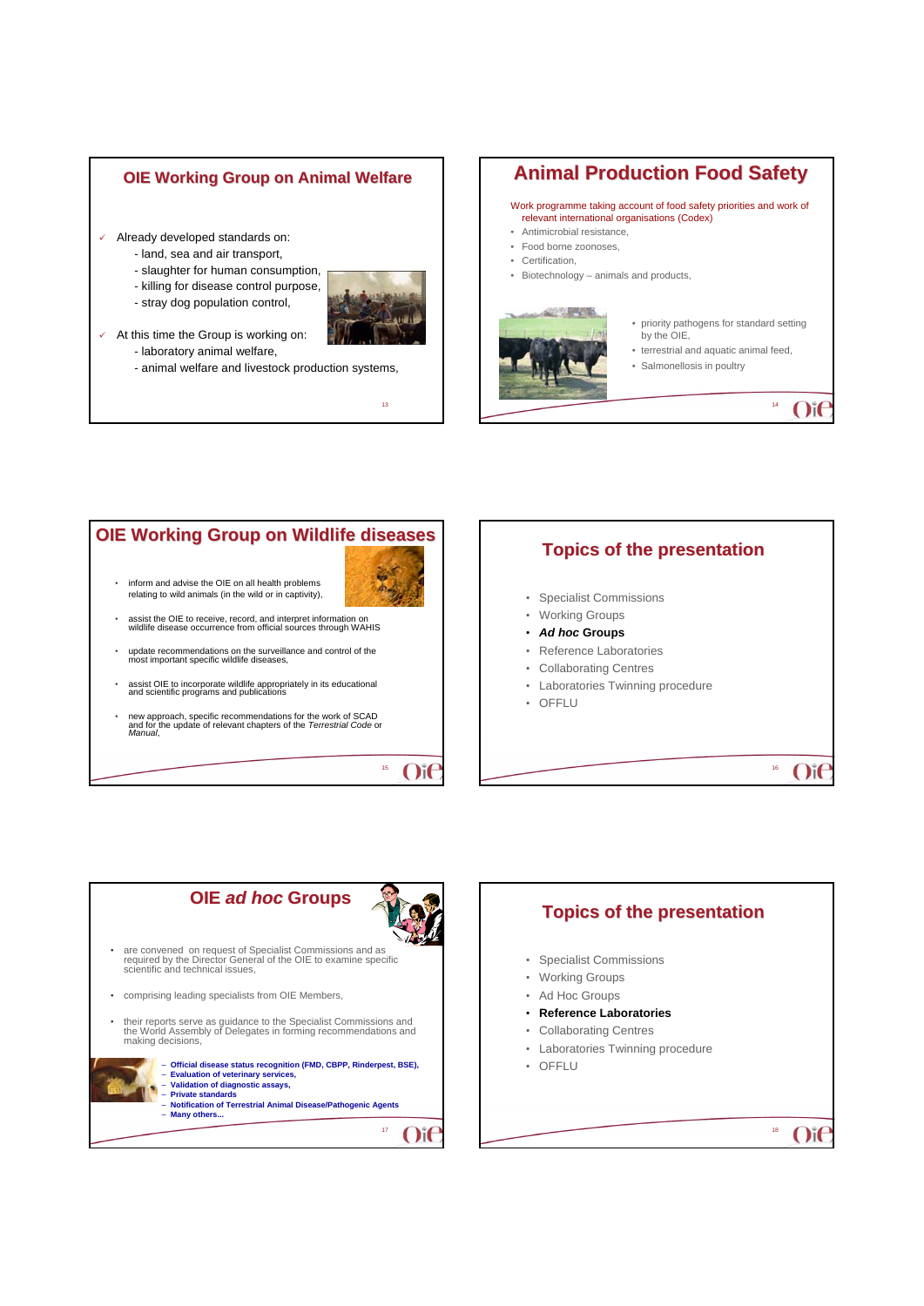## OIE Working Group on Animal Welfare

- ✓ Already developed standards on:
  - land, sea and air transport,
  - slaughter for human consumption,
  - killing for disease control purpose,
  - stray dog population control,
- ✓ At this time the Group is working on:
  - laboratory animal welfare,
  - animal welfare and livestock production systems,

## Animal Production Food Safety

Work programme taking account of food safety priorities and work of relevant international organisations (Codex)

- Antimicrobial resistance,
- Food borne zoonoses,
- Certification,
- Biotechnology – animals and products,
- priority pathogens for standard setting by the OIE,
- terrestrial and aquatic animal feed,
- Salmonellosis in poultry

## OIE Working Group on Wildlife diseases

- inform and advise the OIE on all health problems relating to wild animals (in the wild or in captivity),
- assist the OIE to receive, record, and interpret information on wildlife disease occurrence from official sources through WAHIS
- update recommendations on the surveillance and control of the most important specific wildlife diseases,
- assist OIE to incorporate wildlife appropriately in its educational and scientific programs and publications
- new approach, specific recommendations for the work of SCAD and for the update of relevant chapters of the *Terrestrial Code* or *Manual*,

## Topics of the presentation

- Specialist Commissions
- Working Groups
- ***Ad hoc* Groups**
- Reference Laboratories
- Collaborating Centres
- Laboratories Twinning procedure
- OFFLU

## OIE *ad hoc* Groups

- are convened on request of Specialist Commissions and as required by the Director General of the OIE to examine specific scientific and technical issues,
- comprising leading specialists from OIE Members,
- their reports serve as guidance to the Specialist Commissions and the World Assembly of Delegates in forming recommendations and making decisions,
  - **Official disease status recognition (FMD, CBPP, Rinderpest, BSE),**
  - **Evaluation of veterinary services,**
  - **Validation of diagnostic assays,**
  - **Private standards**
  - **Notification of Terrestrial Animal Disease/Pathogenic Agents**
  - **Many others...**

## Topics of the presentation

- Specialist Commissions
- Working Groups
- Ad Hoc Groups
- **Reference Laboratories**
- Collaborating Centres
- Laboratories Twinning procedure
- OFFLU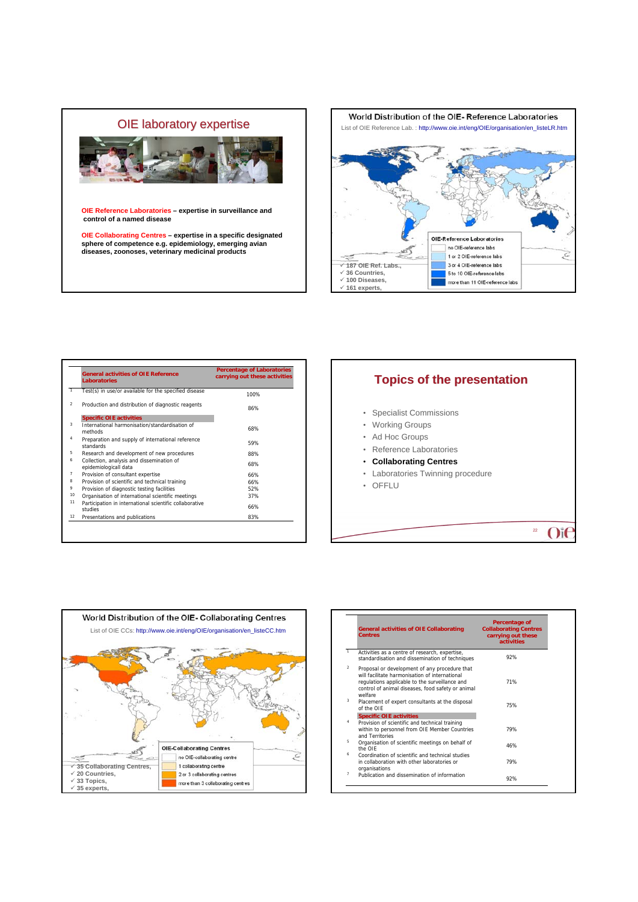## OIE laboratory expertise

**OIE Reference Laboratories – expertise in surveillance and control of a named disease**

**OIE Collaborating Centres – expertise in a specific designated sphere of competence e.g. epidemiology, emerging avian diseases, zoonoses, veterinary medicinal products**

## World Distribution of the OIE- Reference Laboratories

List of OIE Reference Lab. : http://www.oie.int/eng/OIE/organisation/en_listeLR.htm

OIE-Reference Laboratories
- no OIE-reference labs
- 1 or 2 OIE-reference labs
- 3 or 4 OIE-reference labs
- 5 to 10 OIE-reference labs
- more than 11 OIE-reference labs

- ✓ 187 OIE Ref. Labs.,
- ✓ 36 Countries,
- ✓ 100 Diseases,
- ✓ 161 experts,

| | General activities of OIE Reference Laboratories | Percentage of Laboratories carrying out these activities |
|---|---|---|
| 1 | Test(s) in use/or available for the specified disease | 100% |
| 2 | Production and distribution of diagnostic reagents | 86% |
| | **Specific OIE activities** | |
| 3 | International harmonisation/standardisation of methods | 68% |
| 4 | Preparation and supply of international reference standards | 59% |
| 5 | Research and development of new procedures | 88% |
| 6 | Collection, analysis and dissemination of epidemiologicall data | 68% |
| 7 | Provision of consultant expertise | 66% |
| 8 | Provision of scientific and technical training | 66% |
| 9 | Provision of diagnostic testing facilities | 52% |
| 10 | Organisation of international scientific meetings | 37% |
| 11 | Participation in international scientific collaborative studies | 66% |
| 12 | Presentations and publications | 83% |

## Topics of the presentation

- Specialist Commissions
- Working Groups
- Ad Hoc Groups
- Reference Laboratories
- **Collaborating Centres**
- Laboratories Twinning procedure
- OFFLU

## World Distribution of the OIE- Collaborating Centres

List of OIE CCs: http://www.oie.int/eng/OIE/organisation/en_listeCC.htm

OIE-Collaborating Centres
- no OIE-collaborating centre
- 1 collaborating centre
- 2 or 3 collaborating centres
- more than 3 collaborating centres

- ✓ 35 Collaborating Centres,
- ✓ 20 Countries,
- ✓ 33 Topics,
- ✓ 35 experts,

| | General activities of OIE Collaborating Centres | Percentage of Collaborating Centres carrying out these activities |
|---|---|---|
| 1 | Activities as a centre of research, expertise, standardisation and dissemination of techniques | 92% |
| 2 | Proposal or development of any procedure that will facilitate harmonisation of international regulations applicable to the surveillance and control of animal diseases, food safety or animal welfare | 71% |
| 3 | Placement of expert consultants at the disposal of the OIE | 75% |
| | **Specific OIE activities** | |
| 4 | Provision of scientific and technical training within to personnel from OIE Member Countries and Territories | 79% |
| 5 | Organisation of scientific meetings on behalf of the OIE | 46% |
| 6 | Coordination of scientific and technical studies in collaboration with other laboratories or organisations | 79% |
| 7 | Publication and dissemination of information | 92% |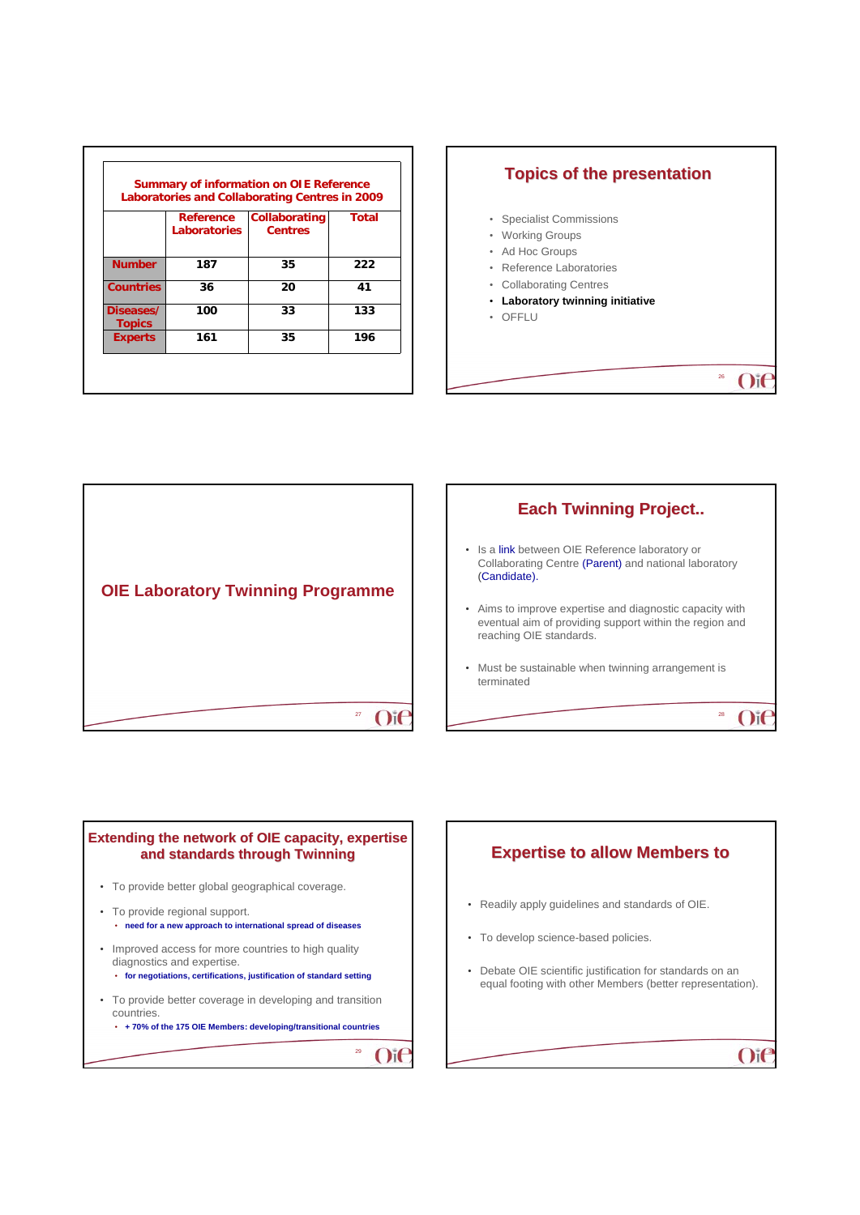## Summary of information on OIE Reference Laboratories and Collaborating Centres in 2009

| | Reference Laboratories | Collaborating Centres | Total |
|---|---|---|---|
| Number | 187 | 35 | 222 |
| Countries | 36 | 20 | 41 |
| Diseases/ Topics | 100 | 33 | 133 |
| Experts | 161 | 35 | 196 |

## Topics of the presentation

- Specialist Commissions
- Working Groups
- Ad Hoc Groups
- Reference Laboratories
- Collaborating Centres
- **Laboratory twinning initiative**
- OFFLU

## OIE Laboratory Twinning Programme

## Each Twinning Project..

- Is a link between OIE Reference laboratory or Collaborating Centre (Parent) and national laboratory (Candidate).
- Aims to improve expertise and diagnostic capacity with eventual aim of providing support within the region and reaching OIE standards.
- Must be sustainable when twinning arrangement is terminated

## Extending the network of OIE capacity, expertise and standards through Twinning

- To provide better global geographical coverage.
- To provide regional support.
  - **need for a new approach to international spread of diseases**
- Improved access for more countries to high quality diagnostics and expertise.
  - **for negotiations, certifications, justification of standard setting**
- To provide better coverage in developing and transition countries.
  - **+ 70% of the 175 OIE Members: developing/transitional countries**

## Expertise to allow Members to

- Readily apply guidelines and standards of OIE.
- To develop science-based policies.
- Debate OIE scientific justification for standards on an equal footing with other Members (better representation).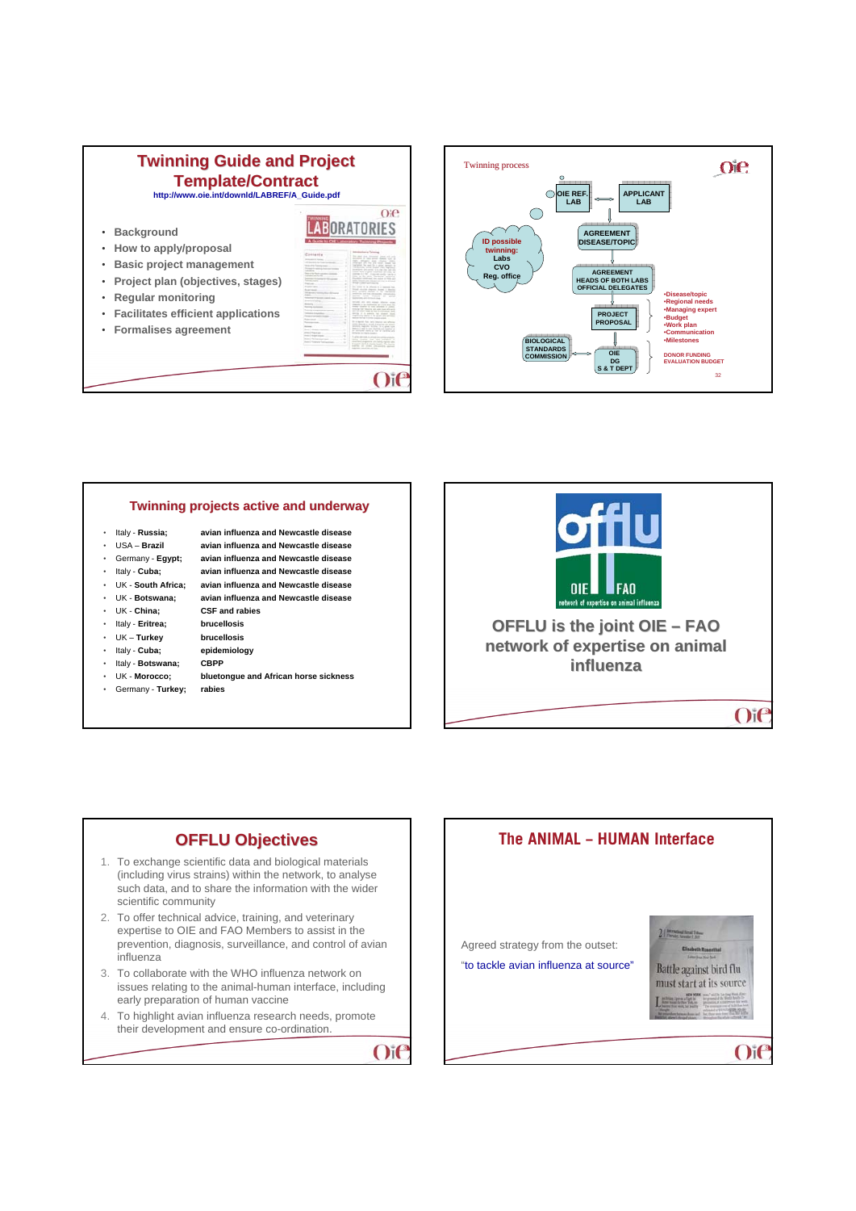## Twinning Guide and Project Template/Contract

http://www.oie.int/downld/LABREF/A_Guide.pdf

- Background
- How to apply/proposal
- Basic project management
- Project plan (objectives, stages)
- Regular monitoring
- Facilitates efficient applications
- Formalises agreement

## Twinning process

OIE REF. LAB

APPLICANT LAB

ID possible twinning: Labs CVO Reg. office

AGREEMENT DISEASE/TOPIC

AGREEMENT HEADS OF BOTH LABS OFFICIAL DELEGATES

PROJECT PROPOSAL

- Disease/topic
- Regional needs
- Managing expert
- Budget
- Work plan
- Communication
- Milestones

BIOLOGICAL STANDARDS COMMISSION

OIE DG S & T DEPT

DONOR FUNDING EVALUATION BUDGET

## Twinning projects active and underway

| | |
|---|---|
| Italy - **Russia;** | **avian influenza and Newcastle disease** |
| USA – **Brazil** | **avian influenza and Newcastle disease** |
| Germany - **Egypt;** | **avian influenza and Newcastle disease** |
| Italy - **Cuba;** | **avian influenza and Newcastle disease** |
| UK - **South Africa;** | **avian influenza and Newcastle disease** |
| UK - **Botswana;** | **avian influenza and Newcastle disease** |
| UK - **China;** | **CSF and rabies** |
| Italy - **Eritrea;** | **brucellosis** |
| UK – **Turkey** | **brucellosis** |
| Italy - **Cuba;** | **epidemiology** |
| Italy - **Botswana;** | **CBPP** |
| UK - **Morocco;** | **bluetongue and African horse sickness** |
| Germany - **Turkey;** | **rabies** |

offlu

OIE FAO

network of expertise on animal influenza

**OFFLU is the joint OIE – FAO network of expertise on animal influenza**

## OFFLU Objectives

1. To exchange scientific data and biological materials (including virus strains) within the network, to analyse such data, and to share the information with the wider scientific community
2. To offer technical advice, training, and veterinary expertise to OIE and FAO Members to assist in the prevention, diagnosis, surveillance, and control of avian influenza
3. To collaborate with the WHO influenza network on issues relating to the animal-human interface, including early preparation of human vaccine
4. To highlight avian influenza research needs, promote their development and ensure co-ordination.

## The ANIMAL – HUMAN Interface

Agreed strategy from the outset:

"to tackle avian influenza at source"

Battle against bird flu must start at its source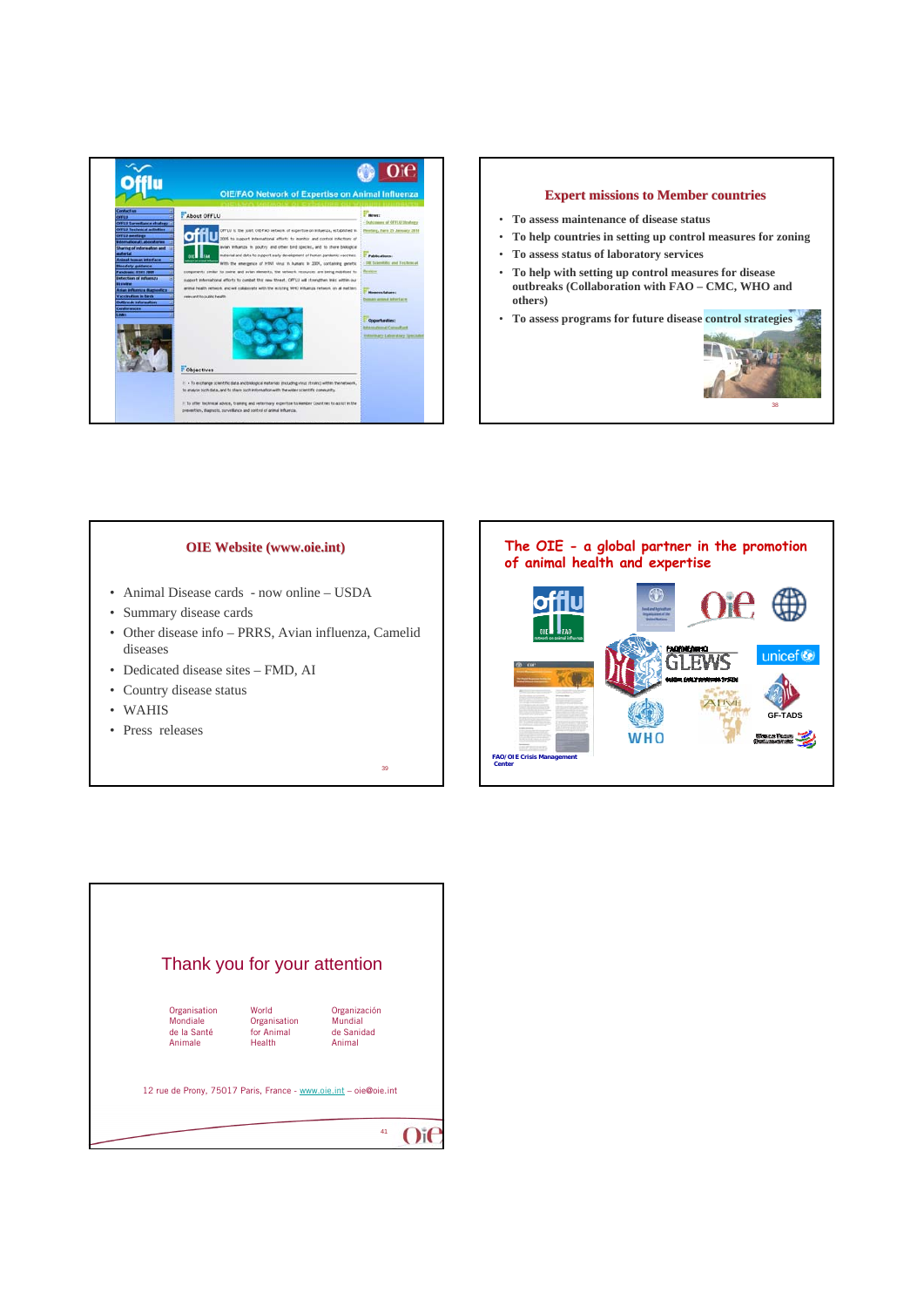## Expert missions to Member countries

- To assess maintenance of disease status
- To help countries in setting up control measures for zoning
- To assess status of laboratory services
- To help with setting up control measures for disease outbreaks (Collaboration with FAO – CMC, WHO and others)
- To assess programs for future disease control strategies

## OIE Website (www.oie.int)

- Animal Disease cards - now online – USDA
- Summary disease cards
- Other disease info – PRRS, Avian influenza, Camelid diseases
- Dedicated disease sites – FMD, AI
- Country disease status
- WAHIS
- Press releases

## The OIE - a global partner in the promotion of animal health and expertise

FAO/ OI E Crisis Management Center

## Thank you for your attention

| | | |
|---|---|---|
| Organisation Mondiale de la Santé Animale | World Organisation for Animal Health | Organización Mundial de Sanidad Animal |

12 rue de Prony, 75017 Paris, France - www.oie.int – oie@oie.int